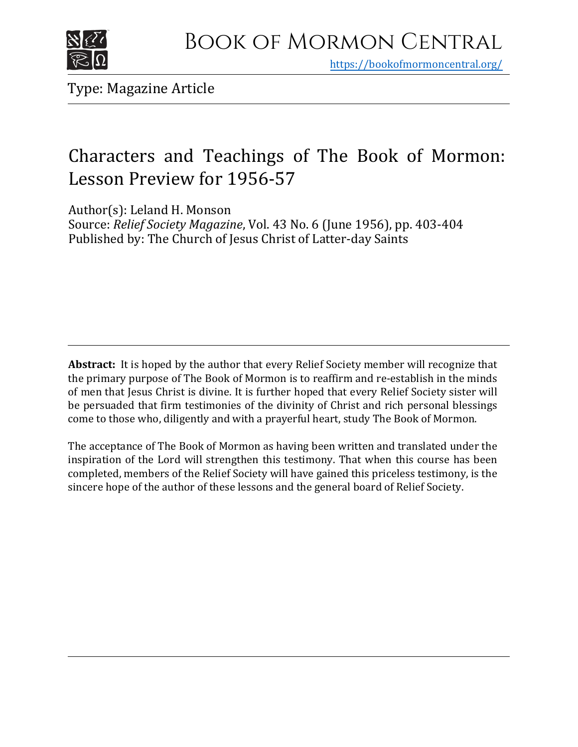# Book of Mormon Central

https://bookofmormoncentral.org/

Type: Magazine Article

## Characters and Teachings of The Book of Mormon: Lesson Preview for 1956-57

Author(s): Leland H. Monson
Source: *Relief Society Magazine*, Vol. 43 No. 6 (June 1956), pp. 403-404
Published by: The Church of Jesus Christ of Latter-day Saints

**Abstract:** It is hoped by the author that every Relief Society member will recognize that the primary purpose of The Book of Mormon is to reaffirm and re-establish in the minds of men that Jesus Christ is divine. It is further hoped that every Relief Society sister will be persuaded that firm testimonies of the divinity of Christ and rich personal blessings come to those who, diligently and with a prayerful heart, study The Book of Mormon.

The acceptance of The Book of Mormon as having been written and translated under the inspiration of the Lord will strengthen this testimony. That when this course has been completed, members of the Relief Society will have gained this priceless testimony, is the sincere hope of the author of these lessons and the general board of Relief Society.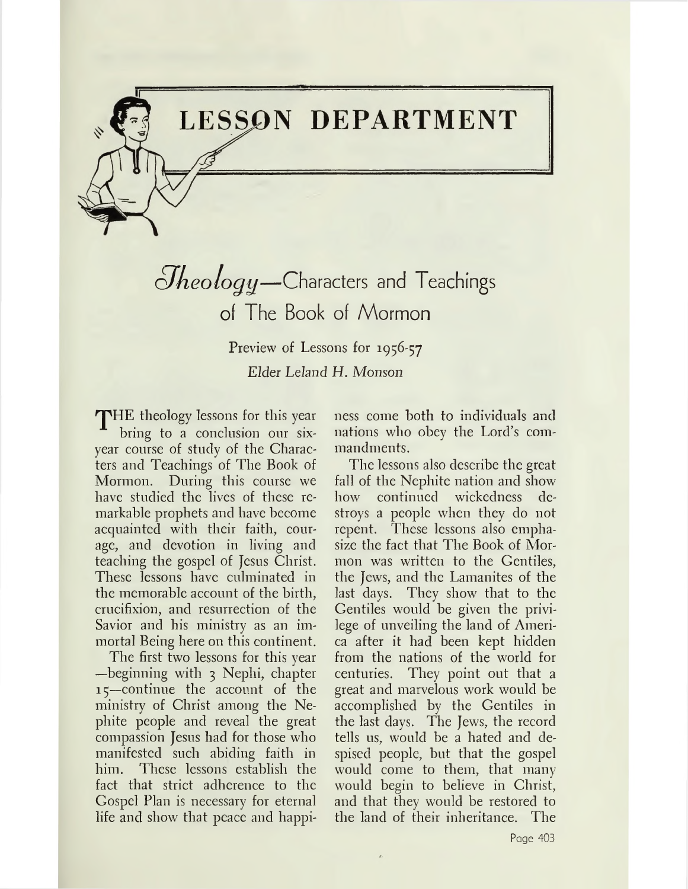# LESSON DEPARTMENT

## *Theology*—Characters and Teachings of The Book of Mormon

Preview of Lessons for 1956-57

*Elder Leland H. Monson*

THE theology lessons for this year bring to a conclusion our six-year course of study of the Characters and Teachings of The Book of Mormon. During this course we have studied the lives of these remarkable prophets and have become acquainted with their faith, courage, and devotion in living and teaching the gospel of Jesus Christ. These lessons have culminated in the memorable account of the birth, crucifixion, and resurrection of the Savior and his ministry as an immortal Being here on this continent.

The first two lessons for this year—beginning with 3 Nephi, chapter 15—continue the account of the ministry of Christ among the Nephite people and reveal the great compassion Jesus had for those who manifested such abiding faith in him. These lessons establish the fact that strict adherence to the Gospel Plan is necessary for eternal life and show that peace and happiness come both to individuals and nations who obey the Lord's commandments.

The lessons also describe the great fall of the Nephite nation and show how continued wickedness destroys a people when they do not repent. These lessons also emphasize the fact that The Book of Mormon was written to the Gentiles, the Jews, and the Lamanites of the last days. They show that to the Gentiles would be given the privilege of unveiling the land of America after it had been kept hidden from the nations of the world for centuries. They point out that a great and marvelous work would be accomplished by the Gentiles in the last days. The Jews, the record tells us, would be a hated and despised people, but that the gospel would come to them, that many would begin to believe in Christ, and that they would be restored to the land of their inheritance. The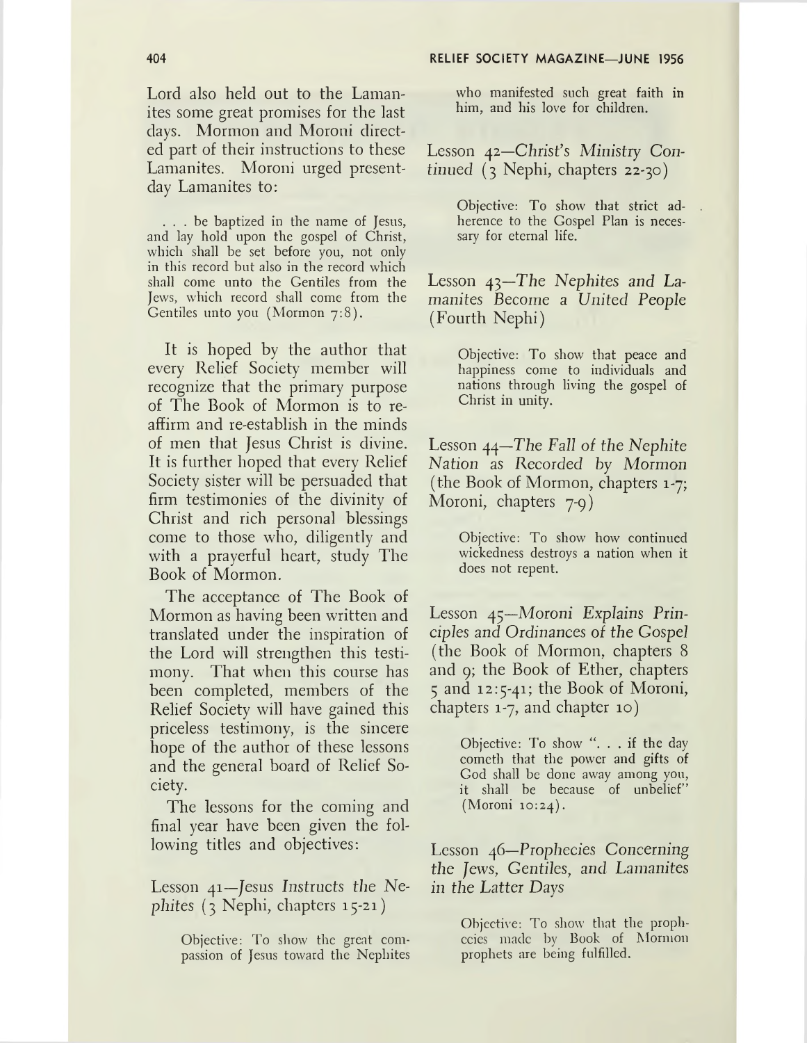Lord also held out to the Lamanites some great promises for the last days. Mormon and Moroni directed part of their instructions to these Lamanites. Moroni urged present-day Lamanites to:

> . . . be baptized in the name of Jesus, and lay hold upon the gospel of Christ, which shall be set before you, not only in this record but also in the record which shall come unto the Gentiles from the Jews, which record shall come from the Gentiles unto you (Mormon 7:8).

It is hoped by the author that every Relief Society member will recognize that the primary purpose of The Book of Mormon is to reaffirm and re-establish in the minds of men that Jesus Christ is divine. It is further hoped that every Relief Society sister will be persuaded that firm testimonies of the divinity of Christ and rich personal blessings come to those who, diligently and with a prayerful heart, study The Book of Mormon.

The acceptance of The Book of Mormon as having been written and translated under the inspiration of the Lord will strengthen this testimony. That when this course has been completed, members of the Relief Society will have gained this priceless testimony, is the sincere hope of the author of these lessons and the general board of Relief Society.

The lessons for the coming and final year have been given the following titles and objectives:

Lesson 41—*Jesus Instructs the Nephites* (3 Nephi, chapters 15-21)

> Objective: To show the great compassion of Jesus toward the Nephites who manifested such great faith in him, and his love for children.

Lesson 42—*Christ's Ministry Continued* (3 Nephi, chapters 22-30)

> Objective: To show that strict adherence to the Gospel Plan is necessary for eternal life.

Lesson 43—*The Nephites and Lamanites Become a United People* (Fourth Nephi)

> Objective: To show that peace and happiness come to individuals and nations through living the gospel of Christ in unity.

Lesson 44—*The Fall of the Nephite Nation as Recorded by Mormon* (the Book of Mormon, chapters 1-7; Moroni, chapters 7-9)

> Objective: To show how continued wickedness destroys a nation when it does not repent.

Lesson 45—*Moroni Explains Principles and Ordinances of the Gospel* (the Book of Mormon, chapters 8 and 9; the Book of Ether, chapters 5 and 12:5-41; the Book of Moroni, chapters 1-7, and chapter 10)

> Objective: To show ". . . if the day cometh that the power and gifts of God shall be done away among you, it shall be because of unbelief" (Moroni 10:24).

Lesson 46—*Prophecies Concerning the Jews, Gentiles, and Lamanites in the Latter Days*

> Objective: To show that the prophecies made by Book of Mormon prophets are being fulfilled.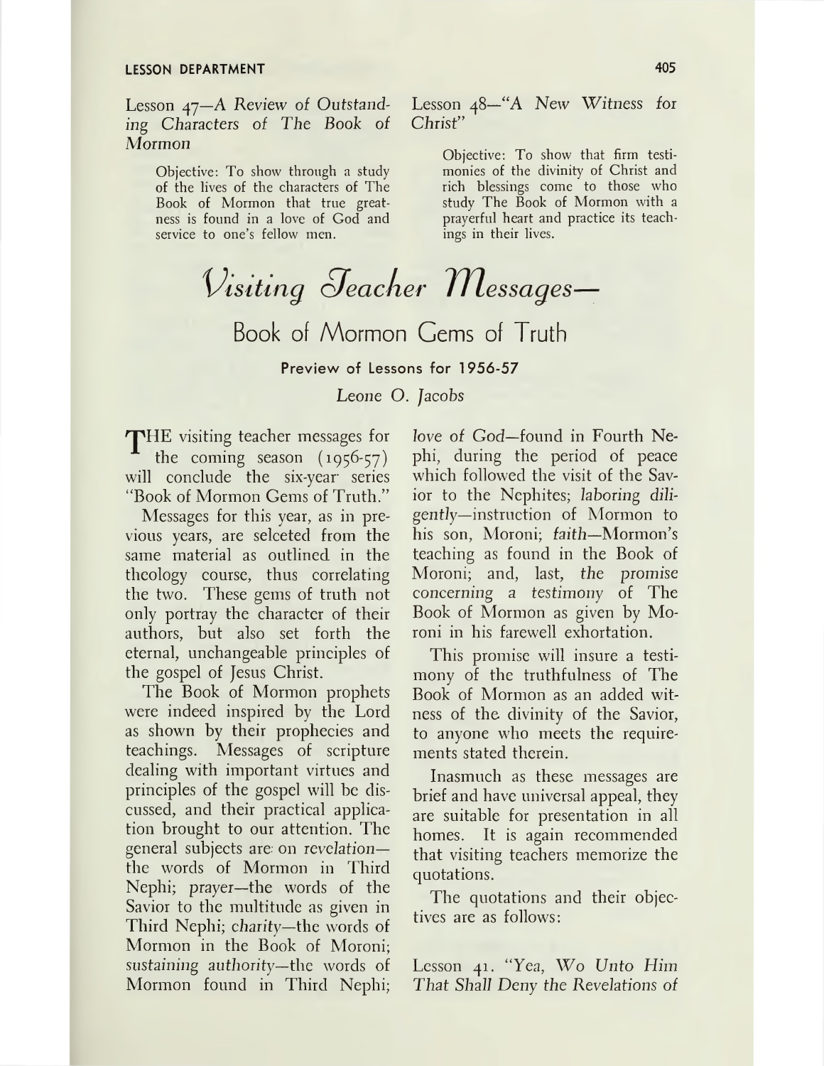Lesson 47—*A Review of Outstanding Characters of The Book of Mormon*

> Objective: To show through a study of the lives of the characters of The Book of Mormon that true greatness is found in a love of God and service to one's fellow men.

Lesson 48—*"A New Witness for Christ"*

> Objective: To show that firm testimonies of the divinity of Christ and rich blessings come to those who study The Book of Mormon with a prayerful heart and practice its teachings in their lives.

# *Visiting Teacher Messages—*

## Book of Mormon Gems of Truth

### Preview of Lessons for 1956-57

*Leone O. Jacobs*

THE visiting teacher messages for the coming season (1956-57) will conclude the six-year series "Book of Mormon Gems of Truth."

Messages for this year, as in previous years, are selceted from the same material as outlined in the theology course, thus correlating the two. These gems of truth not only portray the character of their authors, but also set forth the eternal, unchangeable principles of the gospel of Jesus Christ.

The Book of Mormon prophets were indeed inspired by the Lord as shown by their prophecies and teachings. Messages of scripture dealing with important virtues and principles of the gospel will be discussed, and their practical application brought to our attention. The general subjects are: on *revelation*—the words of Mormon in Third Nephi; *prayer*—the words of the Savior to the multitude as given in Third Nephi; *charity*—the words of Mormon in the Book of Moroni; *sustaining authority*—the words of Mormon found in Third Nephi; *love of God*—found in Fourth Nephi, during the period of peace which followed the visit of the Savior to the Nephites; *laboring diligently*—instruction of Mormon to his son, Moroni; *faith*—Mormon's teaching as found in the Book of Moroni; and, last, *the promise concerning a testimony* of The Book of Mormon as given by Moroni in his farewell exhortation.

This promise will insure a testimony of the truthfulness of The Book of Mormon as an added witness of the divinity of the Savior, to anyone who meets the requirements stated therein.

Inasmuch as these messages are brief and have universal appeal, they are suitable for presentation in all homes. It is again recommended that visiting teachers memorize the quotations.

The quotations and their objectives are as follows:

Lesson 41. *"Yea, Wo Unto Him That Shall Deny the Revelations of*